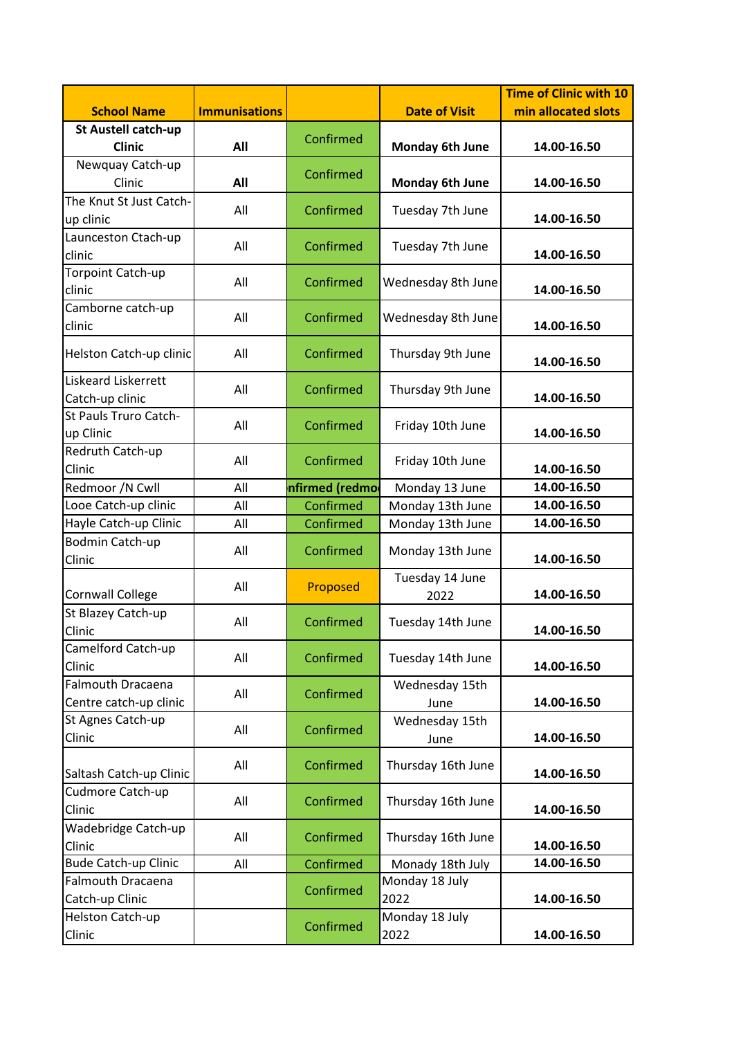| School Name | Immunisations | | Date of Visit | Time of Clinic with 10 min allocated slots |
|---|---|---|---|---|
| **St Austell catch-up Clinic** | **All** | Confirmed | **Monday 6th June** | **14.00-16.50** |
| Newquay Catch-up Clinic | **All** | Confirmed | **Monday 6th June** | **14.00-16.50** |
| The Knut St Just Catch-up clinic | All | Confirmed | Tuesday 7th June | **14.00-16.50** |
| Launceston Ctach-up clinic | All | Confirmed | Tuesday 7th June | **14.00-16.50** |
| Torpoint Catch-up clinic | All | Confirmed | Wednesday 8th June | **14.00-16.50** |
| Camborne catch-up clinic | All | Confirmed | Wednesday 8th June | **14.00-16.50** |
| Helston Catch-up clinic | All | Confirmed | Thursday 9th June | **14.00-16.50** |
| Liskeard Liskerrett Catch-up clinic | All | Confirmed | Thursday 9th June | **14.00-16.50** |
| St Pauls Truro Catch-up Clinic | All | Confirmed | Friday 10th June | **14.00-16.50** |
| Redruth Catch-up Clinic | All | Confirmed | Friday 10th June | **14.00-16.50** |
| Redmoor /N Cwll | All | **nfirmed (redmo** | Monday 13 June | **14.00-16.50** |
| Looe Catch-up clinic | All | Confirmed | Monday 13th June | **14.00-16.50** |
| Hayle Catch-up Clinic | All | Confirmed | Monday 13th June | **14.00-16.50** |
| Bodmin Catch-up Clinic | All | Confirmed | Monday 13th June | **14.00-16.50** |
| Cornwall College | All | Proposed | Tuesday 14 June 2022 | **14.00-16.50** |
| St Blazey Catch-up Clinic | All | Confirmed | Tuesday 14th June | **14.00-16.50** |
| Camelford Catch-up Clinic | All | Confirmed | Tuesday 14th June | **14.00-16.50** |
| Falmouth Dracaena Centre catch-up clinic | All | Confirmed | Wednesday 15th June | **14.00-16.50** |
| St Agnes Catch-up Clinic | All | Confirmed | Wednesday 15th June | **14.00-16.50** |
| Saltash Catch-up Clinic | All | Confirmed | Thursday 16th June | **14.00-16.50** |
| Cudmore Catch-up Clinic | All | Confirmed | Thursday 16th June | **14.00-16.50** |
| Wadebridge Catch-up Clinic | All | Confirmed | Thursday 16th June | **14.00-16.50** |
| Bude Catch-up Clinic | All | Confirmed | Monady 18th July | **14.00-16.50** |
| Falmouth Dracaena Catch-up Clinic | | Confirmed | Monday 18 July 2022 | **14.00-16.50** |
| Helston Catch-up Clinic | | Confirmed | Monday 18 July 2022 | **14.00-16.50** |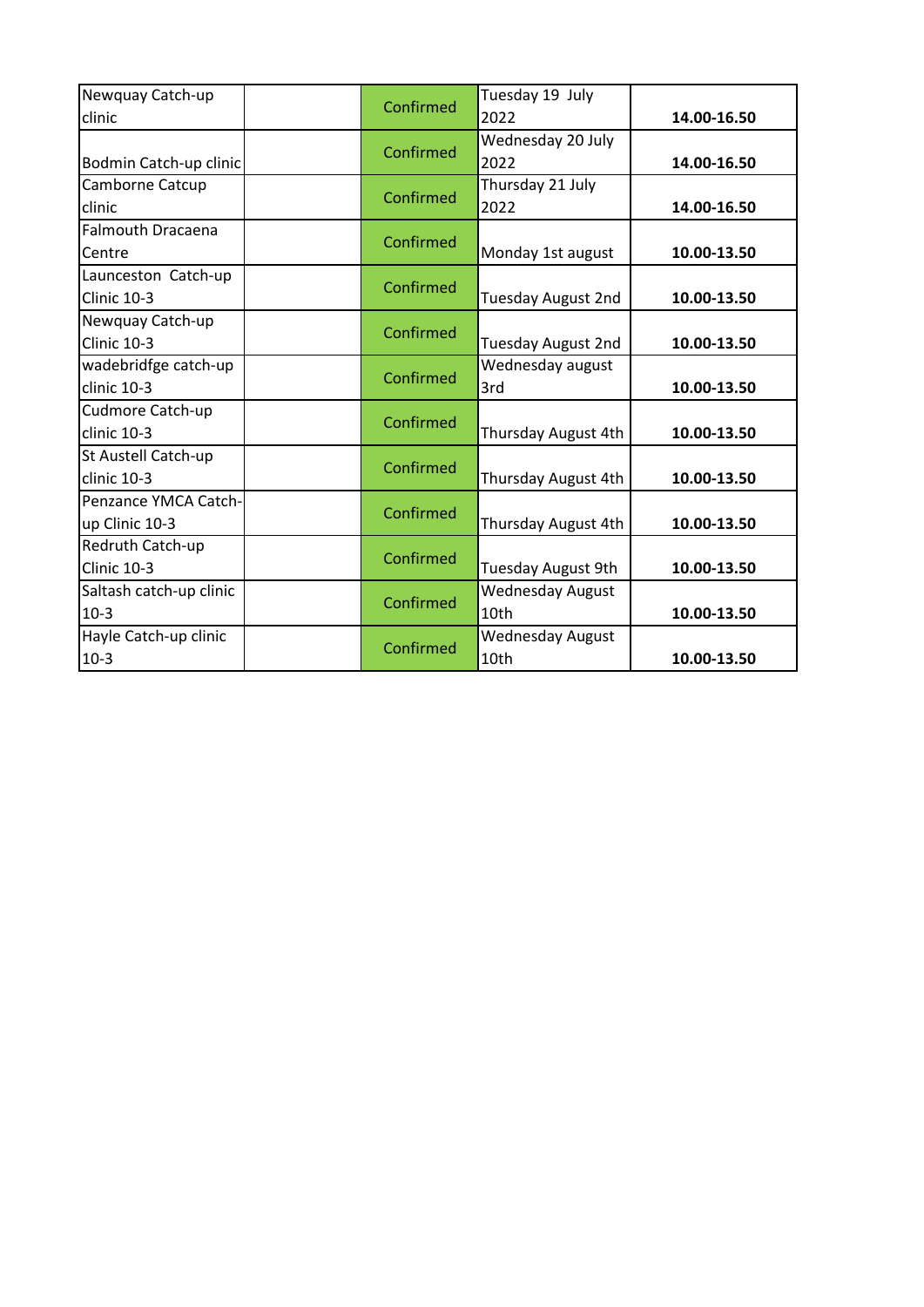| | | | | |
|---|---|---|---|---|
| Newquay Catch-up clinic | | Confirmed | Tuesday 19 July 2022 | **14.00-16.50** |
| Bodmin Catch-up clinic | | Confirmed | Wednesday 20 July 2022 | **14.00-16.50** |
| Camborne Catcup clinic | | Confirmed | Thursday 21 July 2022 | **14.00-16.50** |
| Falmouth Dracaena Centre | | Confirmed | Monday 1st august | **10.00-13.50** |
| Launceston Catch-up Clinic 10-3 | | Confirmed | Tuesday August 2nd | **10.00-13.50** |
| Newquay Catch-up Clinic 10-3 | | Confirmed | Tuesday August 2nd | **10.00-13.50** |
| wadebridfge catch-up clinic 10-3 | | Confirmed | Wednesday august 3rd | **10.00-13.50** |
| Cudmore Catch-up clinic 10-3 | | Confirmed | Thursday August 4th | **10.00-13.50** |
| St Austell Catch-up clinic 10-3 | | Confirmed | Thursday August 4th | **10.00-13.50** |
| Penzance YMCA Catch-up Clinic 10-3 | | Confirmed | Thursday August 4th | **10.00-13.50** |
| Redruth Catch-up Clinic 10-3 | | Confirmed | Tuesday August 9th | **10.00-13.50** |
| Saltash catch-up clinic 10-3 | | Confirmed | Wednesday August 10th | **10.00-13.50** |
| Hayle Catch-up clinic 10-3 | | Confirmed | Wednesday August 10th | **10.00-13.50** |